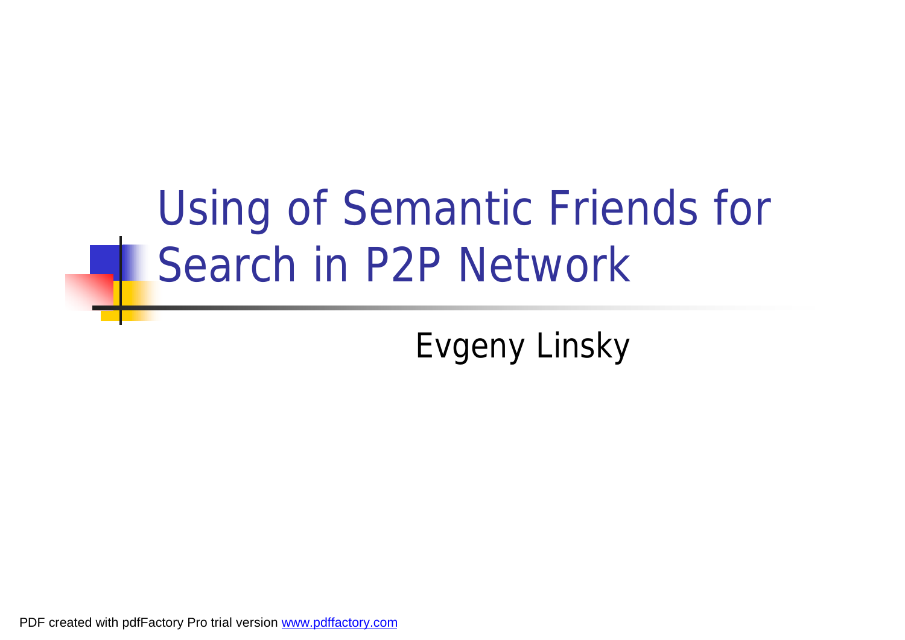# Using of Semantic Friends for Search in P2P Network

Evgeny Linsky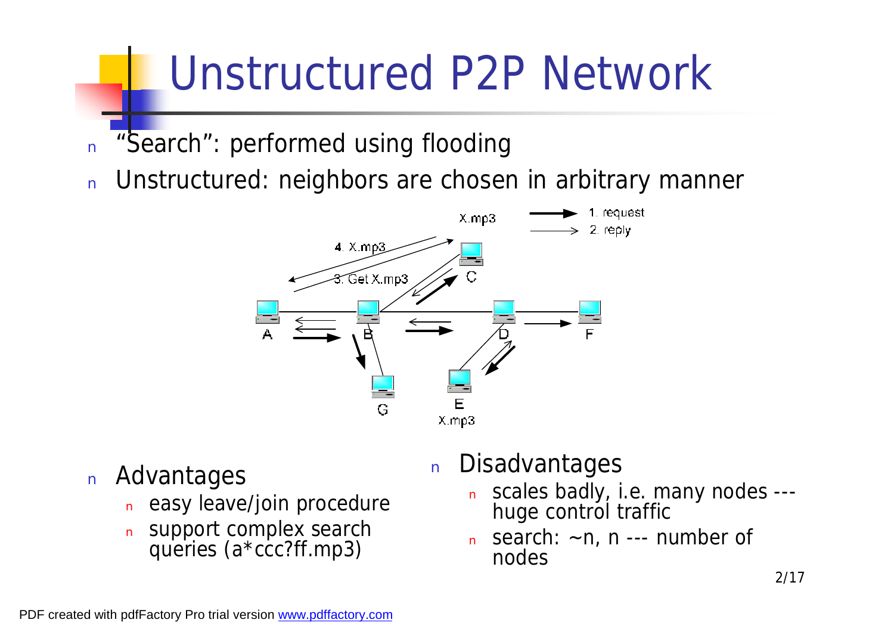# Unstructured P2P Network

- "Search": performed using flooding
- Unstructured: neighbors are chosen in arbitrary manner

- Advantages
  - easy leave/join procedure
  - support complex search queries (a*ccc?ff.mp3)

- Disadvantages
  - scales badly, i.e. many nodes --- huge control traffic
  - search: ~n, n --- number of nodes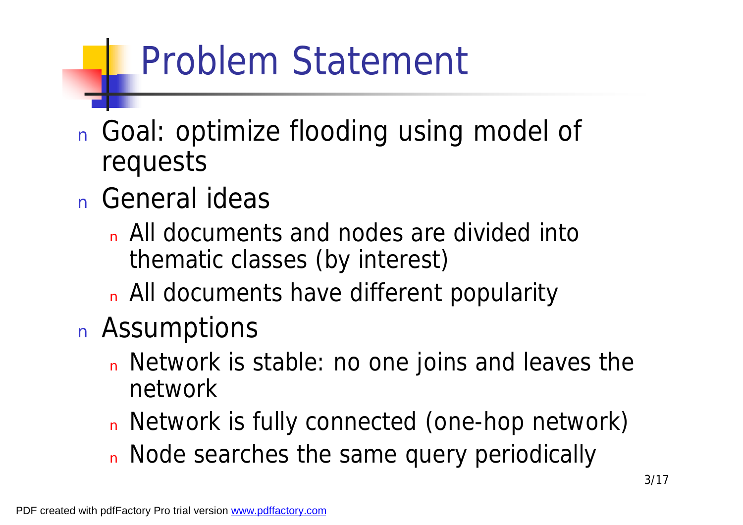# Problem Statement

- Goal: optimize flooding using model of requests
- General ideas
  - All documents and nodes are divided into thematic classes (by interest)
  - All documents have different popularity
- Assumptions
  - Network is stable: no one joins and leaves the network
  - Network is fully connected (one-hop network)
  - Node searches the same query periodically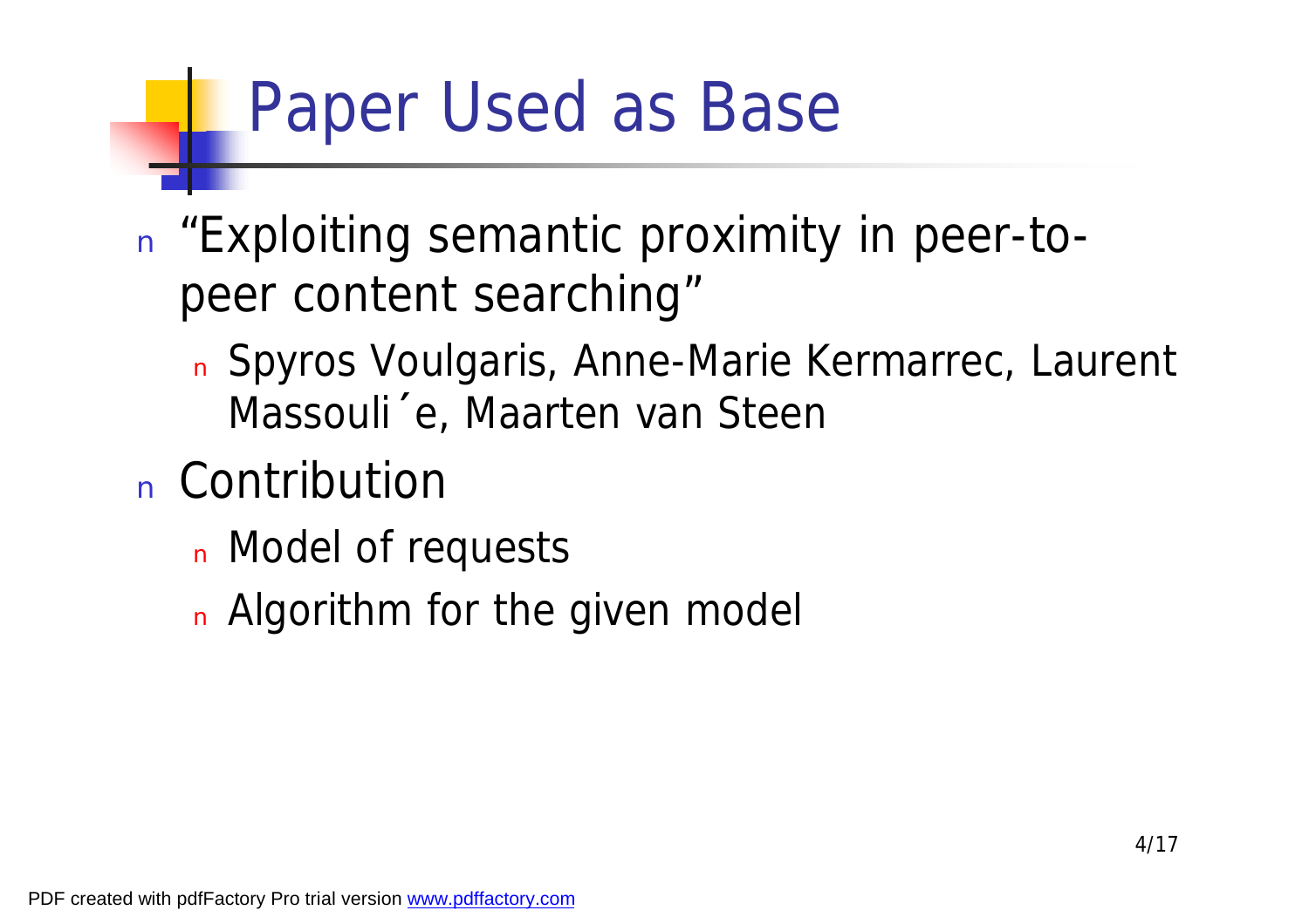# Paper Used as Base

- "Exploiting semantic proximity in peer-to-peer content searching"
  - Spyros Voulgaris, Anne-Marie Kermarrec, Laurent Massouli´e, Maarten van Steen
- Contribution
  - Model of requests
  - Algorithm for the given model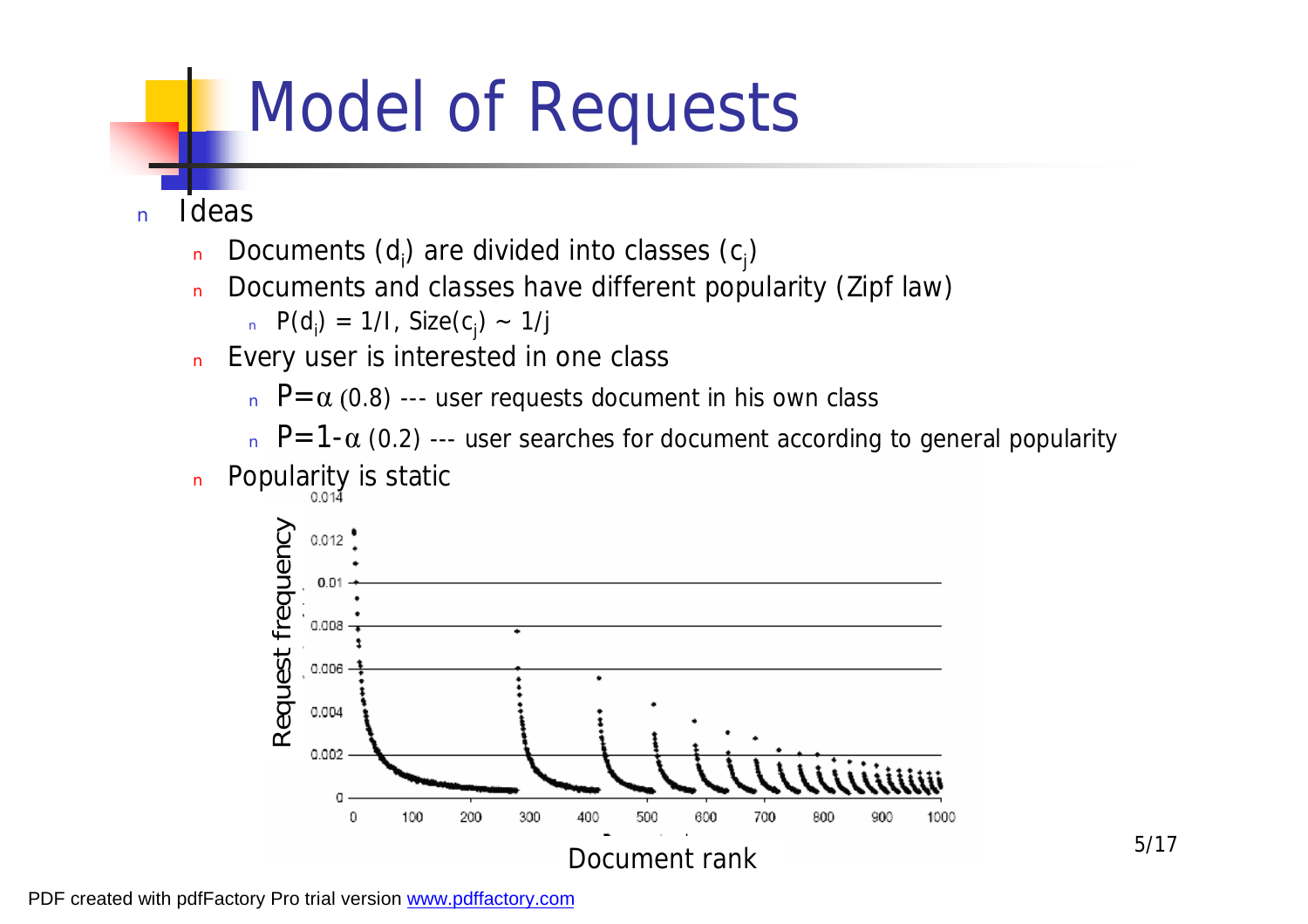# Model of Requests

- Ideas
  - Documents ($d_i$) are divided into classes ($c_j$)
  - Documents and classes have different popularity (Zipf law)
    - $P(d_i) = 1/I$, $Size(c_j) \sim 1/j$
  - Every user is interested in one class
    - $P=\alpha$ (0.8) --- user requests document in his own class
    - $P=1-\alpha$ (0.2) --- user searches for document according to general popularity
  - Popularity is static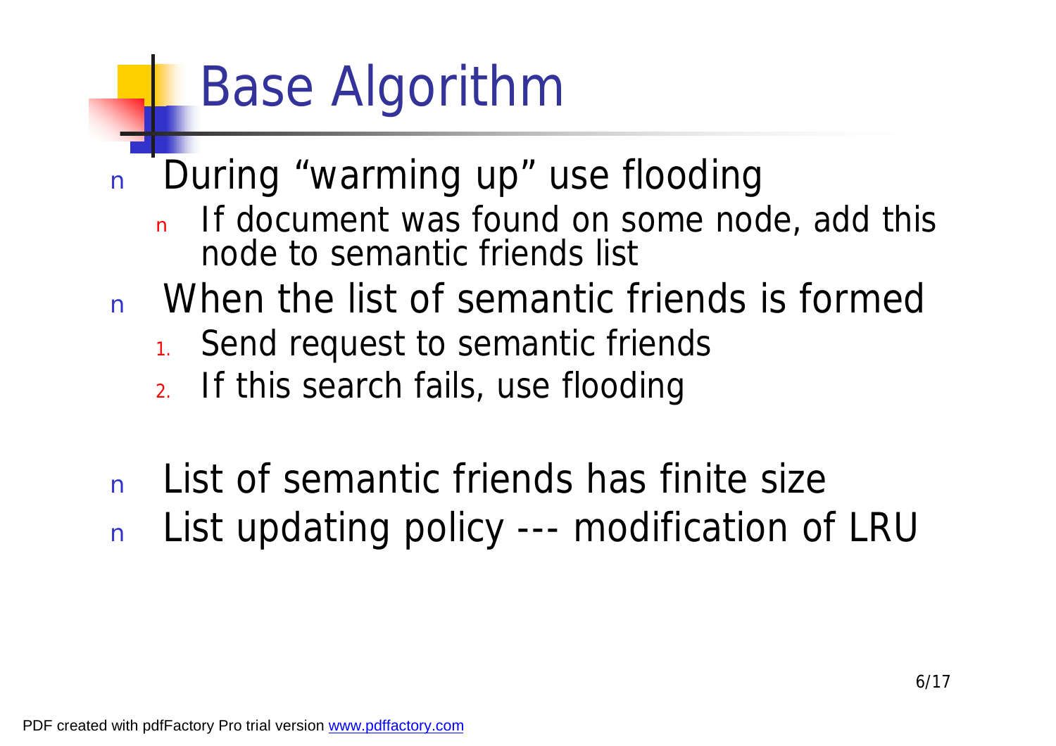# Base Algorithm

- During "warming up" use flooding
  - If document was found on some node, add this node to semantic friends list
- When the list of semantic friends is formed
  1. Send request to semantic friends
  2. If this search fails, use flooding

- List of semantic friends has finite size
- List updating policy --- modification of LRU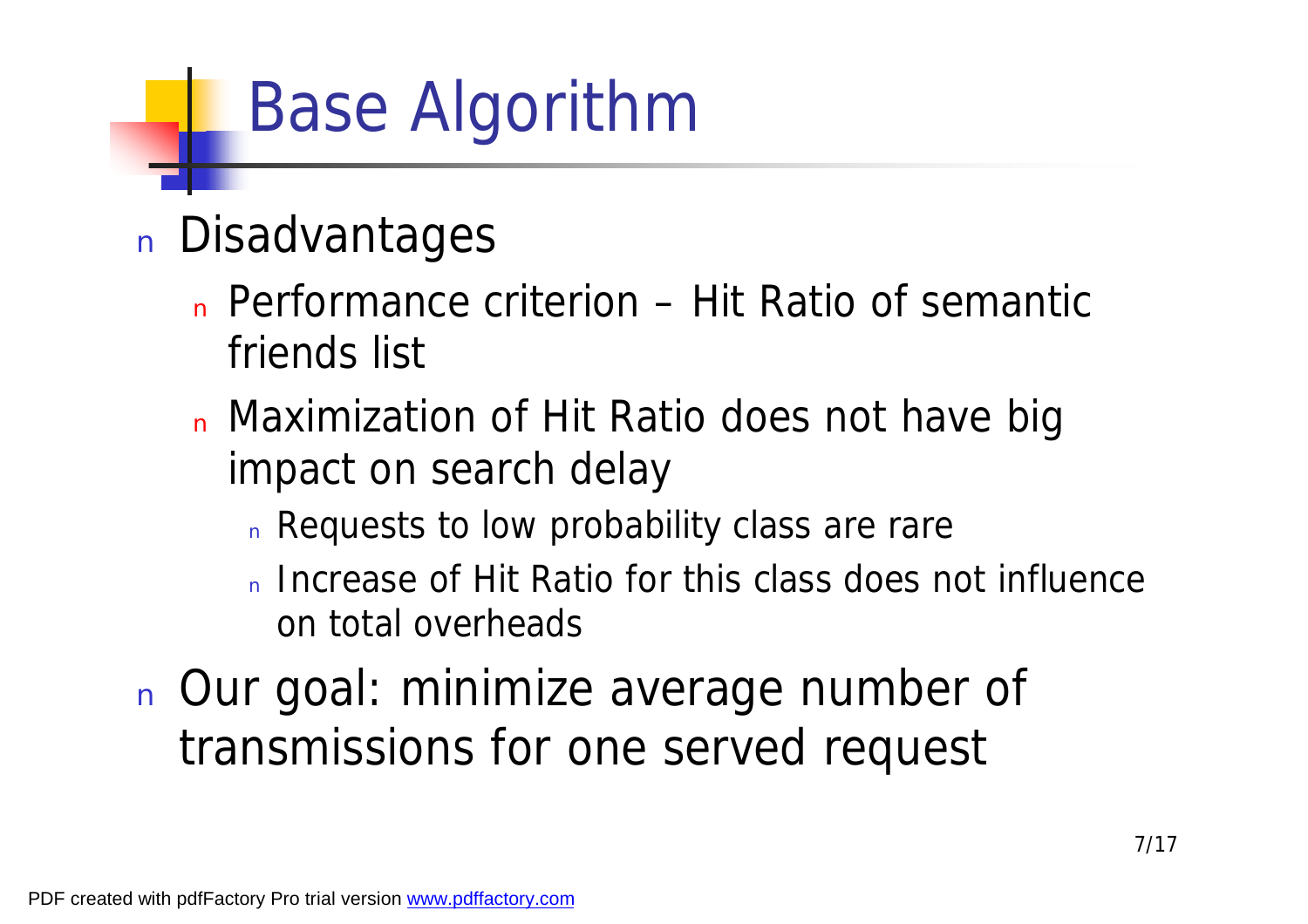# Base Algorithm

- Disadvantages
  - Performance criterion – Hit Ratio of semantic friends list
  - Maximization of Hit Ratio does not have big impact on search delay
    - Requests to low probability class are rare
    - Increase of Hit Ratio for this class does not influence on total overheads
- Our goal: minimize average number of transmissions for one served request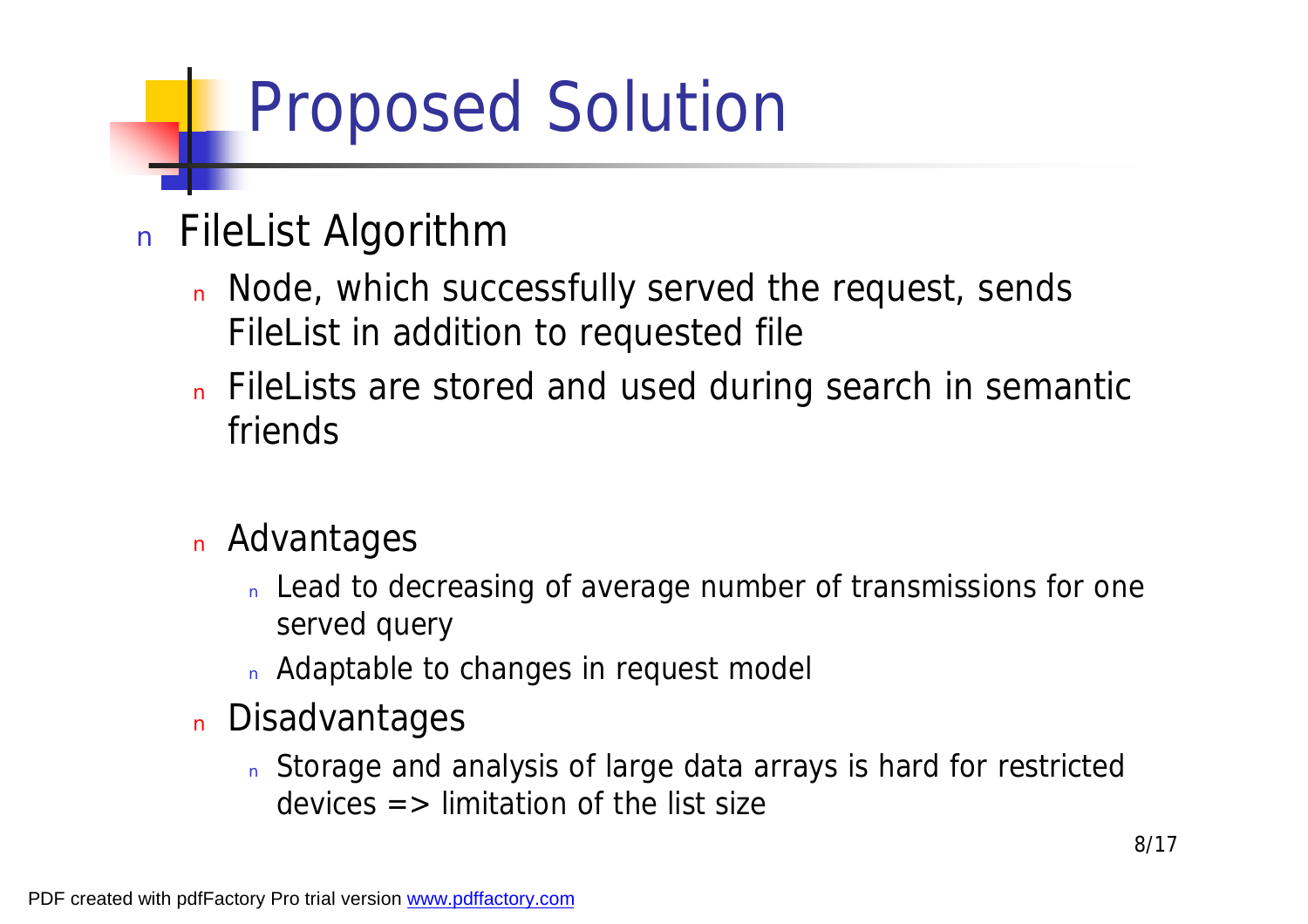# Proposed Solution

- FileList Algorithm
  - Node, which successfully served the request, sends FileList in addition to requested file
  - FileLists are stored and used during search in semantic friends

  - Advantages
    - Lead to decreasing of average number of transmissions for one served query
    - Adaptable to changes in request model
  - Disadvantages
    - Storage and analysis of large data arrays is hard for restricted devices => limitation of the list size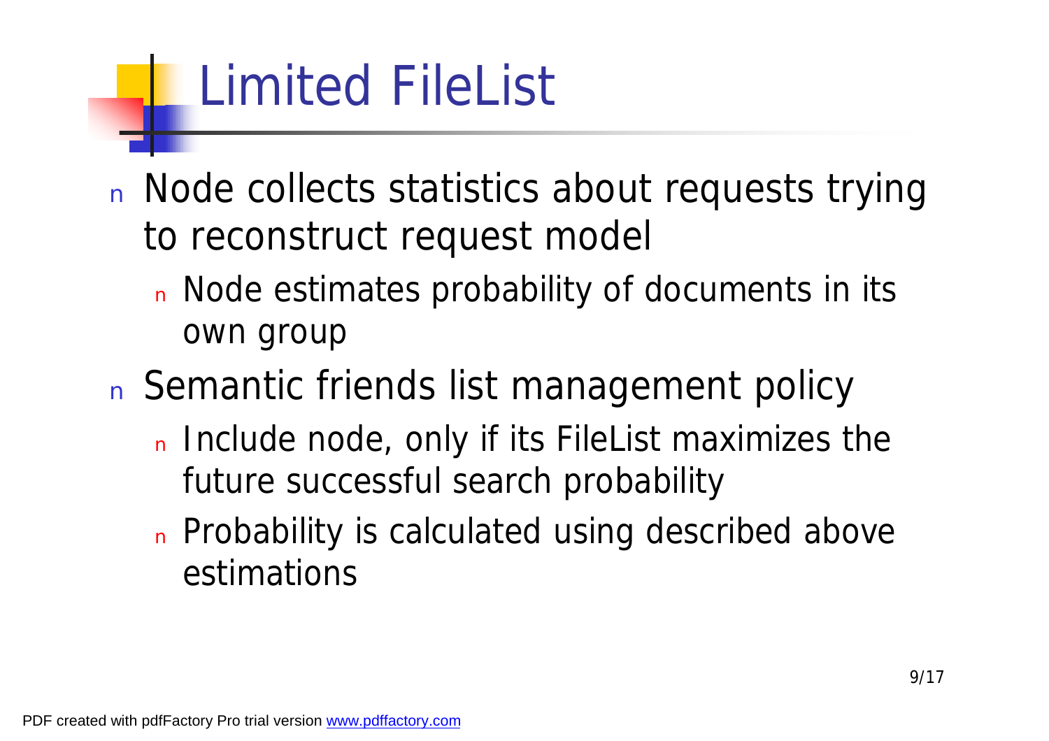# Limited FileList

- Node collects statistics about requests trying to reconstruct request model
  - Node estimates probability of documents in its own group
- Semantic friends list management policy
  - Include node, only if its FileList maximizes the future successful search probability
  - Probability is calculated using described above estimations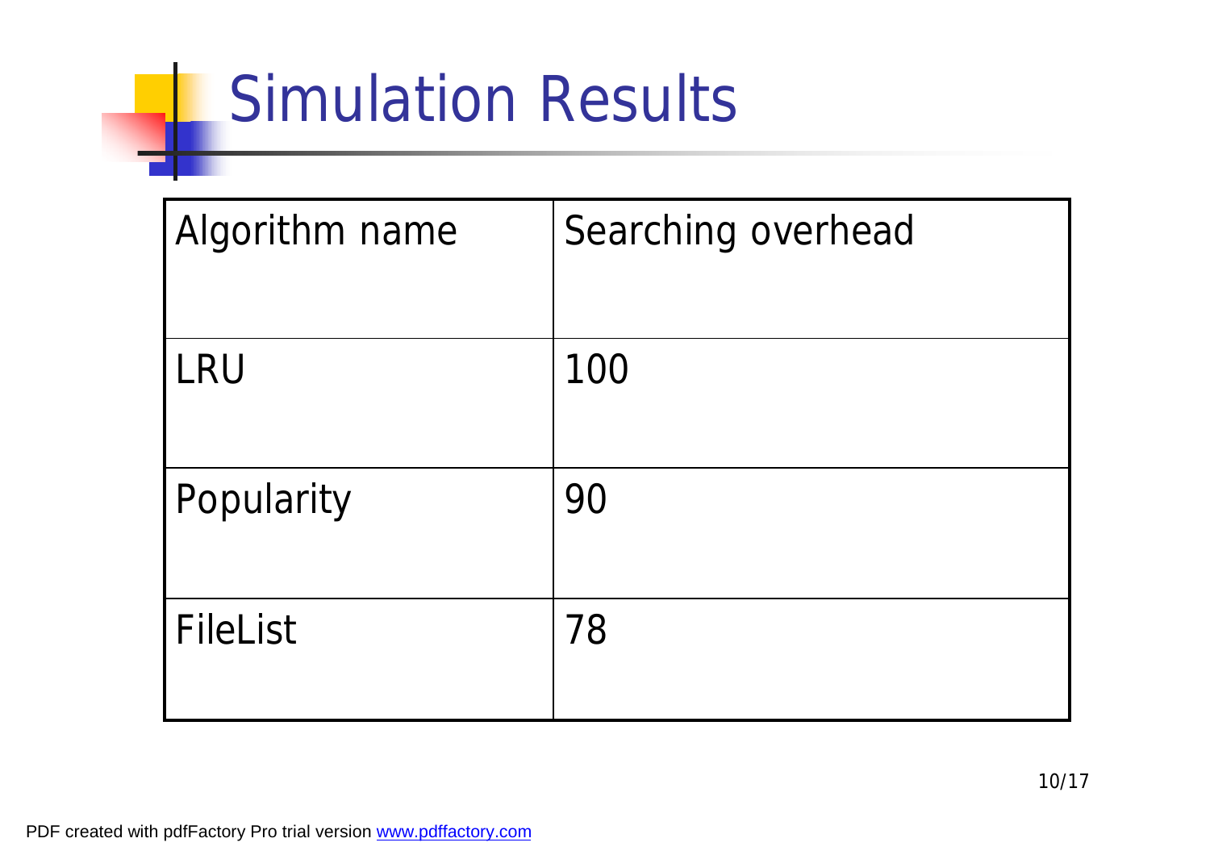# Simulation Results

| Algorithm name | Searching overhead |
| --- | --- |
| LRU | 100 |
| Popularity | 90 |
| FileList | 78 |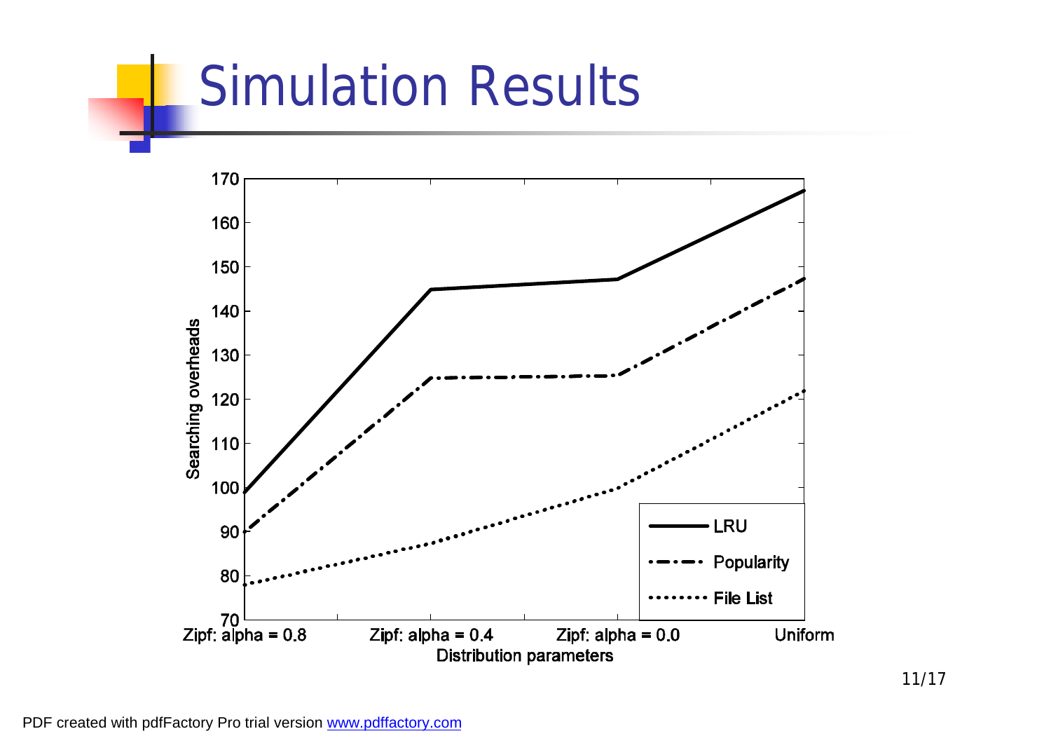# Simulation Results

Searching overheads

| Distribution parameters | LRU | Popularity | File List |
|---|---|---|---|
| Zipf: alpha = 0.8 | 99 | 90 | 78 |
| Zipf: alpha = 0.4 | 145 | 125 | 87 |
| Zipf: alpha = 0.0 | 147 | 125 | 100 |
| Uniform | 167 | 147 | 122 |

PDF created with pdfFactory Pro trial version www.pdffactory.com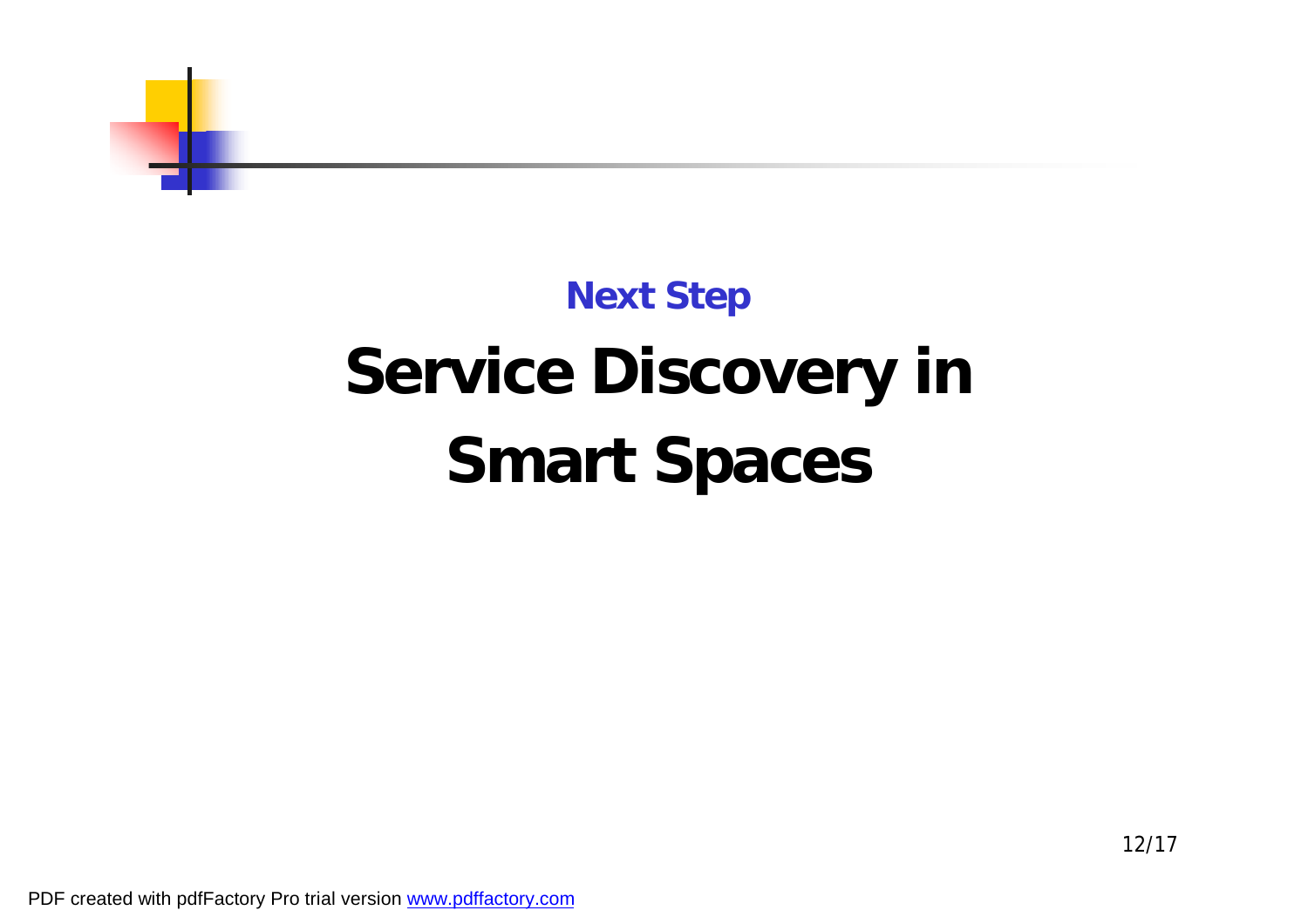## Next Step

# Service Discovery in Smart Spaces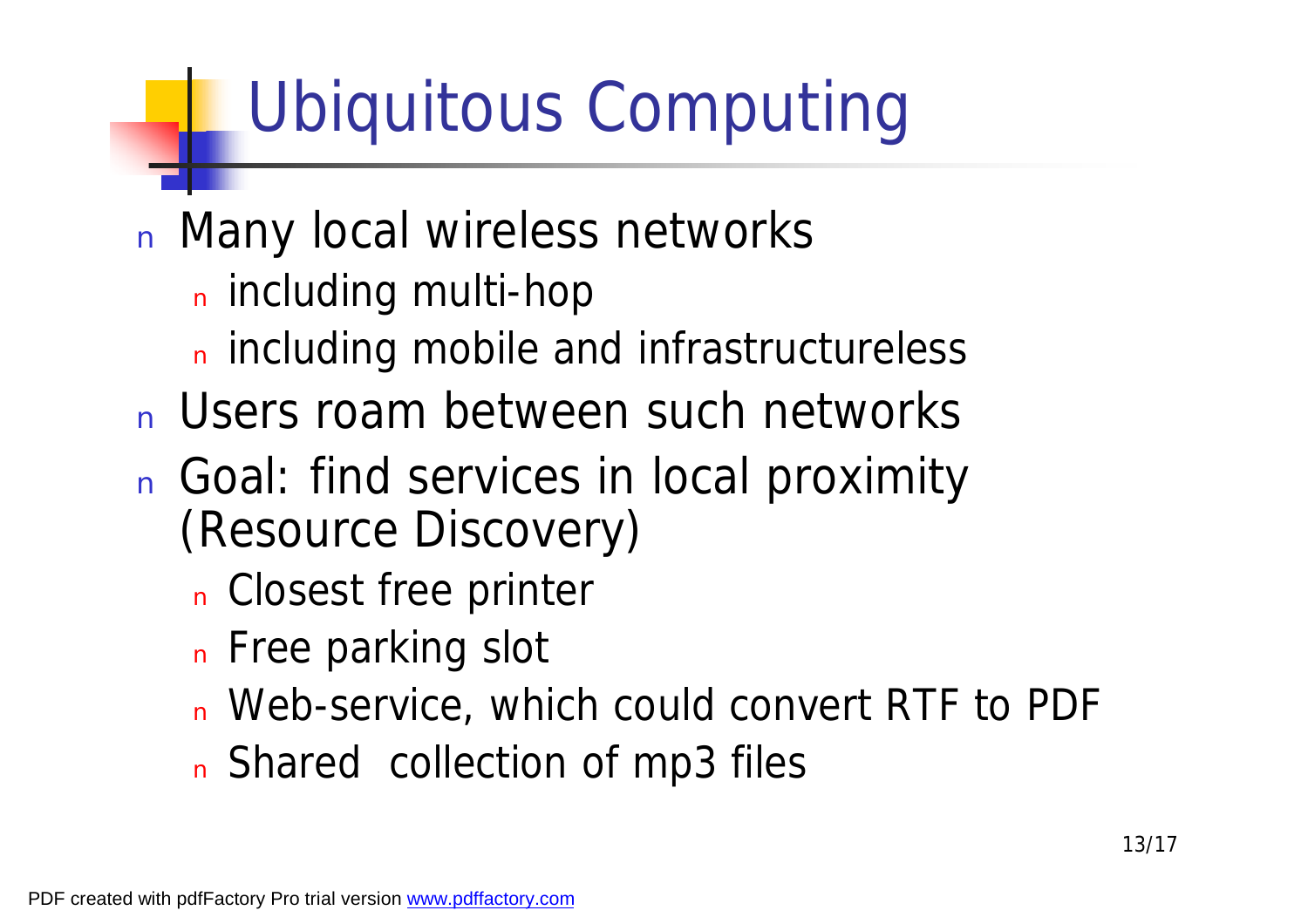# Ubiquitous Computing

- Many local wireless networks
  - including multi-hop
  - including mobile and infrastructureless
- Users roam between such networks
- Goal: find services in local proximity (Resource Discovery)
  - Closest free printer
  - Free parking slot
  - Web-service, which could convert RTF to PDF
  - Shared collection of mp3 files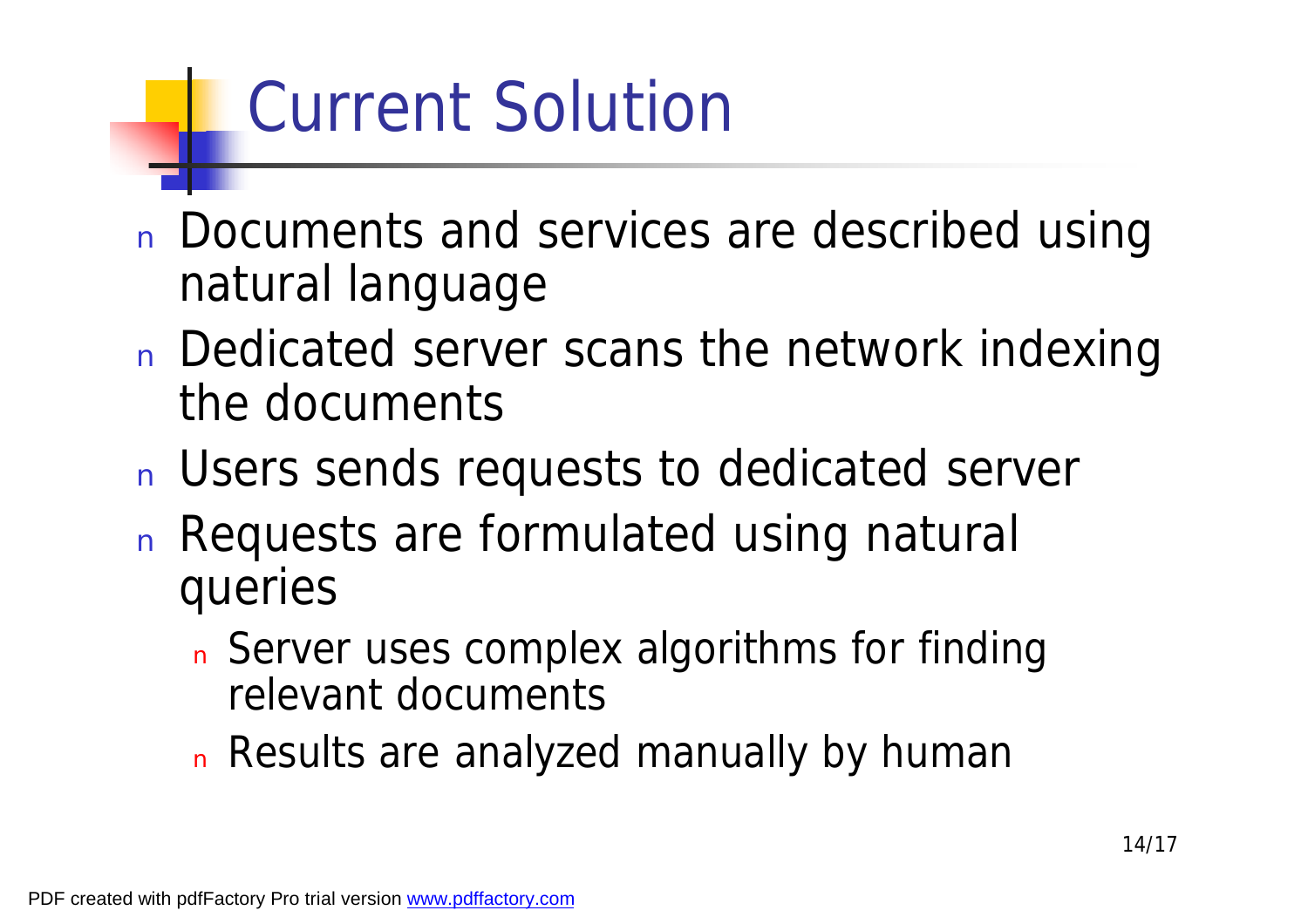# Current Solution

- Documents and services are described using natural language
- Dedicated server scans the network indexing the documents
- Users sends requests to dedicated server
- Requests are formulated using natural queries
  - Server uses complex algorithms for finding relevant documents
  - Results are analyzed manually by human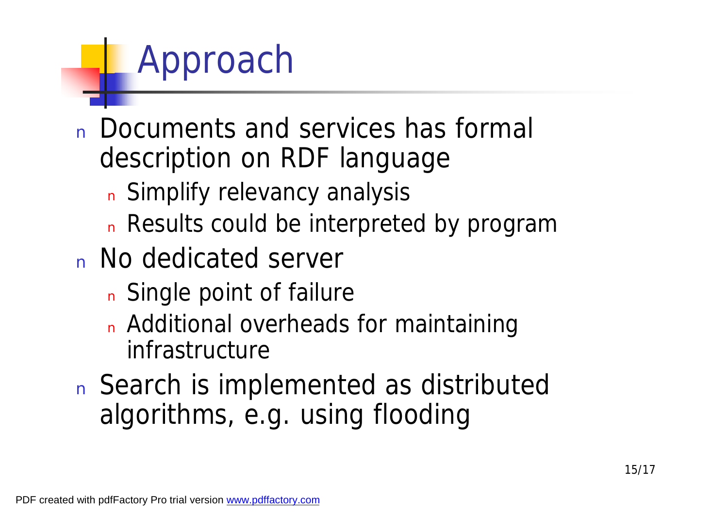# Approach

- Documents and services has formal description on RDF language
  - Simplify relevancy analysis
  - Results could be interpreted by program
- No dedicated server
  - Single point of failure
  - Additional overheads for maintaining infrastructure
- Search is implemented as distributed algorithms, e.g. using flooding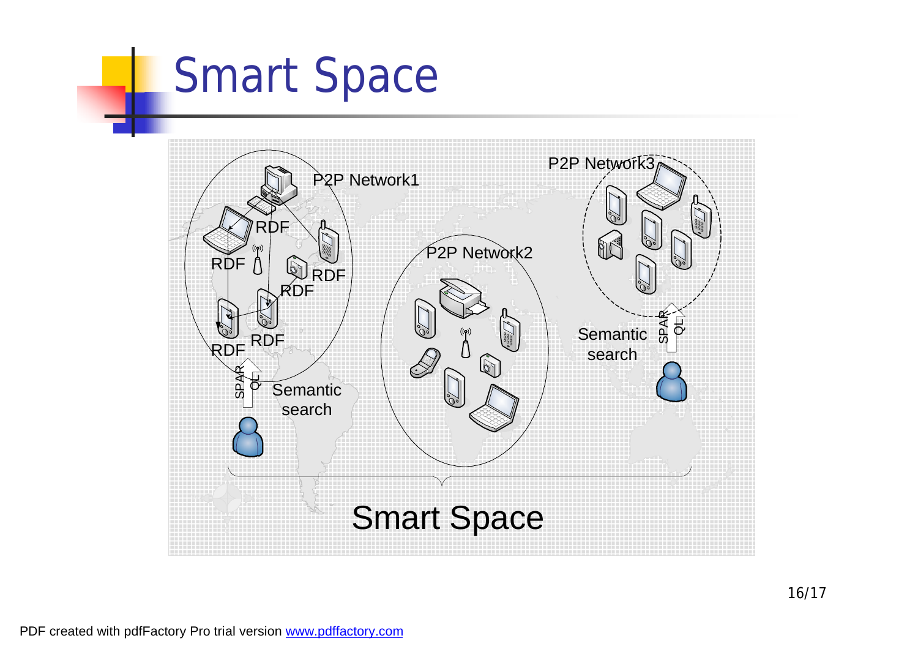# Smart Space

P2P Network1

RDF

RDF

RDF

RDF

RDF

RDF

SPARQL

Semantic search

P2P Network2

P2P Network3

Semantic search

SPARQL

Smart Space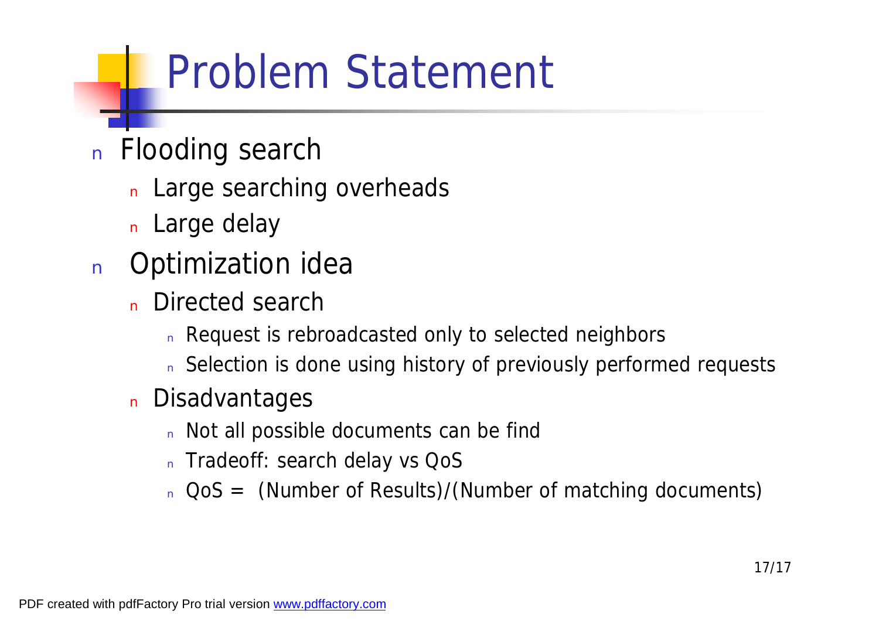# Problem Statement

- Flooding search
  - Large searching overheads
  - Large delay
- Optimization idea
  - Directed search
    - Request is rebroadcasted only to selected neighbors
    - Selection is done using history of previously performed requests
  - Disadvantages
    - Not all possible documents can be find
    - Tradeoff: search delay vs QoS
    - QoS = (Number of Results)/(Number of matching documents)